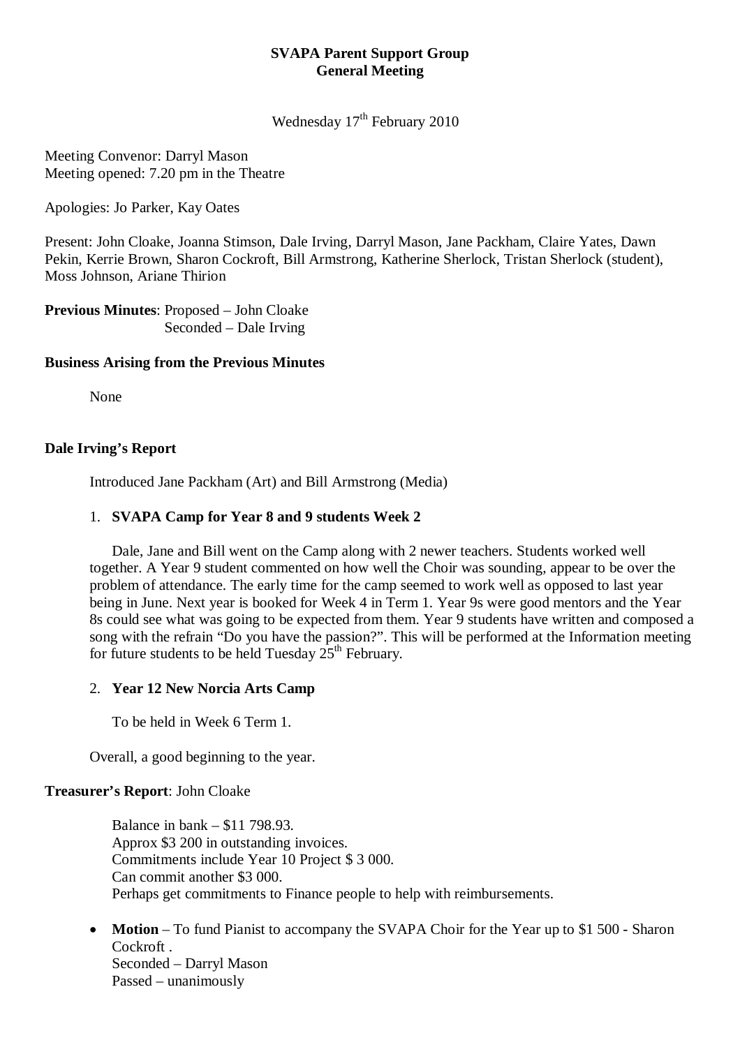**SVAPA Parent Support Group**
**General Meeting**

Wednesday 17th February 2010

Meeting Convenor: Darryl Mason
Meeting opened: 7.20 pm in the Theatre

Apologies: Jo Parker, Kay Oates

Present: John Cloake, Joanna Stimson, Dale Irving, Darryl Mason, Jane Packham, Claire Yates, Dawn Pekin, Kerrie Brown, Sharon Cockroft, Bill Armstrong, Katherine Sherlock, Tristan Sherlock (student), Moss Johnson, Ariane Thirion

**Previous Minutes**: Proposed – John Cloake
Seconded – Dale Irving

**Business Arising from the Previous Minutes**

None

**Dale Irving's Report**

Introduced Jane Packham (Art) and Bill Armstrong (Media)

1. **SVAPA Camp for Year 8 and 9 students Week 2**

   Dale, Jane and Bill went on the Camp along with 2 newer teachers. Students worked well together. A Year 9 student commented on how well the Choir was sounding, appear to be over the problem of attendance. The early time for the camp seemed to work well as opposed to last year being in June. Next year is booked for Week 4 in Term 1. Year 9s were good mentors and the Year 8s could see what was going to be expected from them. Year 9 students have written and composed a song with the refrain "Do you have the passion?". This will be performed at the Information meeting for future students to be held Tuesday 25th February.

2. **Year 12 New Norcia Arts Camp**

   To be held in Week 6 Term 1.

Overall, a good beginning to the year.

**Treasurer's Report**: John Cloake

Balance in bank – $11 798.93.
Approx $3 200 in outstanding invoices.
Commitments include Year 10 Project $ 3 000.
Can commit another $3 000.
Perhaps get commitments to Finance people to help with reimbursements.

- **Motion** – To fund Pianist to accompany the SVAPA Choir for the Year up to $1 500 - Sharon Cockroft .
  Seconded – Darryl Mason
  Passed – unanimously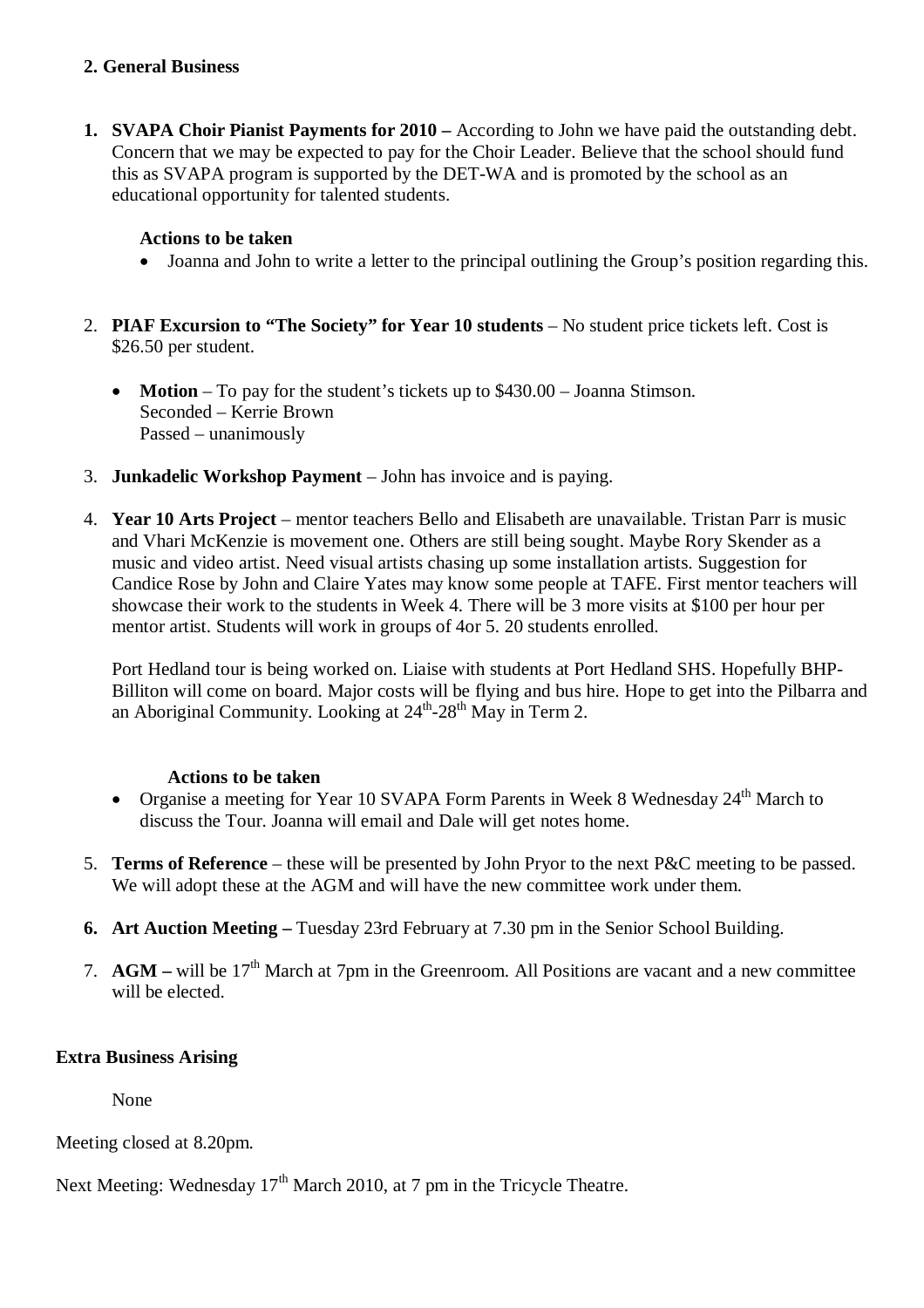**2. General Business**

1. **SVAPA Choir Pianist Payments for 2010 –** According to John we have paid the outstanding debt. Concern that we may be expected to pay for the Choir Leader. Believe that the school should fund this as SVAPA program is supported by the DET-WA and is promoted by the school as an educational opportunity for talented students.

   **Actions to be taken**

   - Joanna and John to write a letter to the principal outlining the Group's position regarding this.

2. **PIAF Excursion to "The Society" for Year 10 students** – No student price tickets left. Cost is $26.50 per student.

   - **Motion** – To pay for the student's tickets up to $430.00 – Joanna Stimson.
     Seconded – Kerrie Brown
     Passed – unanimously

3. **Junkadelic Workshop Payment** – John has invoice and is paying.

4. **Year 10 Arts Project** – mentor teachers Bello and Elisabeth are unavailable. Tristan Parr is music and Vhari McKenzie is movement one. Others are still being sought. Maybe Rory Skender as a music and video artist. Need visual artists chasing up some installation artists. Suggestion for Candice Rose by John and Claire Yates may know some people at TAFE. First mentor teachers will showcase their work to the students in Week 4. There will be 3 more visits at $100 per hour per mentor artist. Students will work in groups of 4or 5. 20 students enrolled.

   Port Hedland tour is being worked on. Liaise with students at Port Hedland SHS. Hopefully BHP-Billiton will come on board. Major costs will be flying and bus hire. Hope to get into the Pilbarra and an Aboriginal Community. Looking at 24th-28th May in Term 2.

   **Actions to be taken**

   - Organise a meeting for Year 10 SVAPA Form Parents in Week 8 Wednesday 24th March to discuss the Tour. Joanna will email and Dale will get notes home.

5. **Terms of Reference** – these will be presented by John Pryor to the next P&C meeting to be passed. We will adopt these at the AGM and will have the new committee work under them.

6. **Art Auction Meeting –** Tuesday 23rd February at 7.30 pm in the Senior School Building.

7. **AGM –** will be 17th March at 7pm in the Greenroom. All Positions are vacant and a new committee will be elected.

**Extra Business Arising**

None

Meeting closed at 8.20pm.

Next Meeting: Wednesday 17th March 2010, at 7 pm in the Tricycle Theatre.